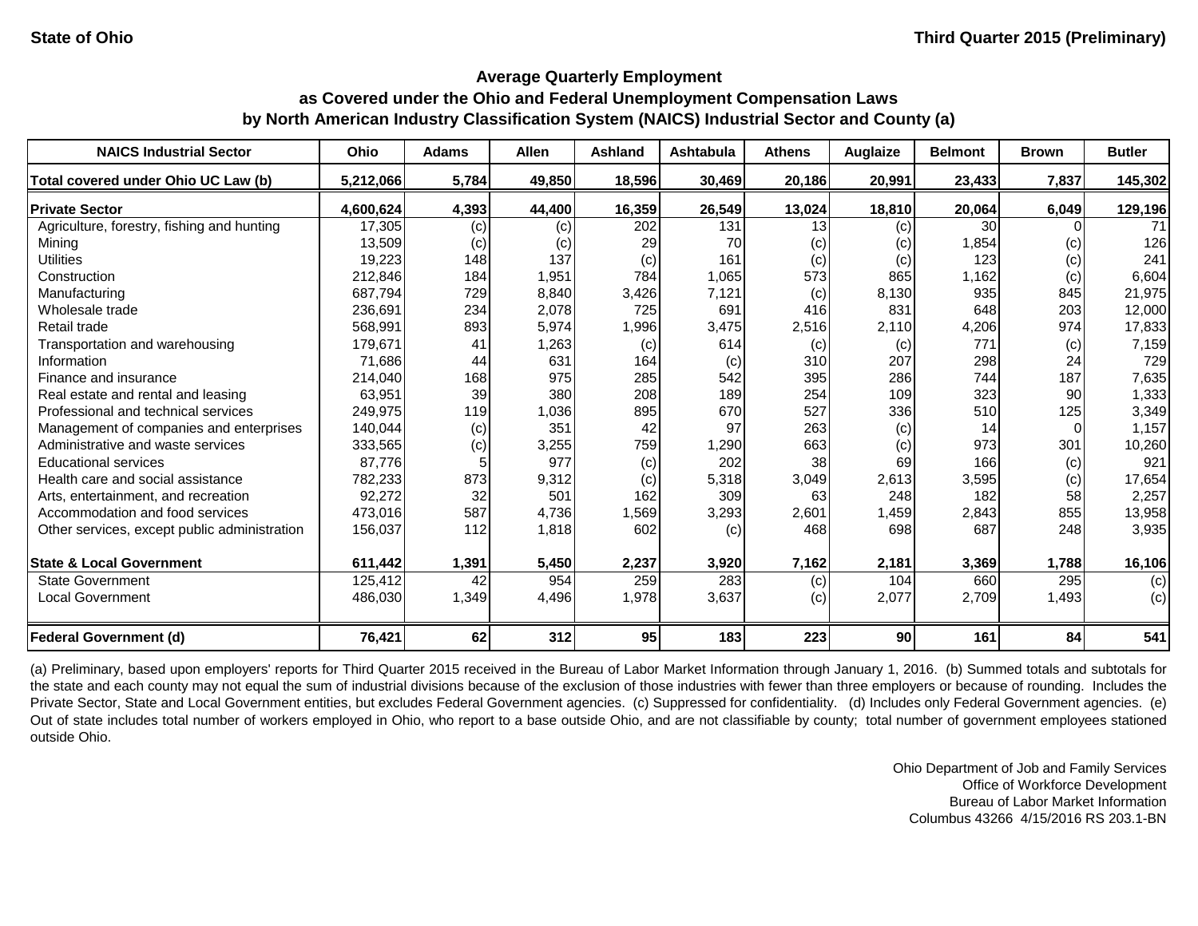State of Ohio

Third Quarter 2015 (Preliminary)

## Average Quarterly Employment as Covered under the Ohio and Federal Unemployment Compensation Laws by North American Industry Classification System (NAICS) Industrial Sector and County (a)

| NAICS Industrial Sector | Ohio | Adams | Allen | Ashland | Ashtabula | Athens | Auglaize | Belmont | Brown | Butler |
|---|---|---|---|---|---|---|---|---|---|---|
| **Total covered under Ohio UC Law (b)** | **5,212,066** | **5,784** | **49,850** | **18,596** | **30,469** | **20,186** | **20,991** | **23,433** | **7,837** | **145,302** |
| **Private Sector** | **4,600,624** | **4,393** | **44,400** | **16,359** | **26,549** | **13,024** | **18,810** | **20,064** | **6,049** | **129,196** |
| Agriculture, forestry, fishing and hunting | 17,305 | (c) | (c) | 202 | 131 | 13 | (c) | 30 | 0 | 71 |
| Mining | 13,509 | (c) | (c) | 29 | 70 | (c) | (c) | 1,854 | (c) | 126 |
| Utilities | 19,223 | 148 | 137 | (c) | 161 | (c) | (c) | 123 | (c) | 241 |
| Construction | 212,846 | 184 | 1,951 | 784 | 1,065 | 573 | 865 | 1,162 | (c) | 6,604 |
| Manufacturing | 687,794 | 729 | 8,840 | 3,426 | 7,121 | (c) | 8,130 | 935 | 845 | 21,975 |
| Wholesale trade | 236,691 | 234 | 2,078 | 725 | 691 | 416 | 831 | 648 | 203 | 12,000 |
| Retail trade | 568,991 | 893 | 5,974 | 1,996 | 3,475 | 2,516 | 2,110 | 4,206 | 974 | 17,833 |
| Transportation and warehousing | 179,671 | 41 | 1,263 | (c) | 614 | (c) | (c) | 771 | (c) | 7,159 |
| Information | 71,686 | 44 | 631 | 164 | (c) | 310 | 207 | 298 | 24 | 729 |
| Finance and insurance | 214,040 | 168 | 975 | 285 | 542 | 395 | 286 | 744 | 187 | 7,635 |
| Real estate and rental and leasing | 63,951 | 39 | 380 | 208 | 189 | 254 | 109 | 323 | 90 | 1,333 |
| Professional and technical services | 249,975 | 119 | 1,036 | 895 | 670 | 527 | 336 | 510 | 125 | 3,349 |
| Management of companies and enterprises | 140,044 | (c) | 351 | 42 | 97 | 263 | (c) | 14 | 0 | 1,157 |
| Administrative and waste services | 333,565 | (c) | 3,255 | 759 | 1,290 | 663 | (c) | 973 | 301 | 10,260 |
| Educational services | 87,776 | 5 | 977 | (c) | 202 | 38 | 69 | 166 | (c) | 921 |
| Health care and social assistance | 782,233 | 873 | 9,312 | (c) | 5,318 | 3,049 | 2,613 | 3,595 | (c) | 17,654 |
| Arts, entertainment, and recreation | 92,272 | 32 | 501 | 162 | 309 | 63 | 248 | 182 | 58 | 2,257 |
| Accommodation and food services | 473,016 | 587 | 4,736 | 1,569 | 3,293 | 2,601 | 1,459 | 2,843 | 855 | 13,958 |
| Other services, except public administration | 156,037 | 112 | 1,818 | 602 | (c) | 468 | 698 | 687 | 248 | 3,935 |
| **State & Local Government** | **611,442** | **1,391** | **5,450** | **2,237** | **3,920** | **7,162** | **2,181** | **3,369** | **1,788** | **16,106** |
| State Government | 125,412 | 42 | 954 | 259 | 283 | (c) | 104 | 660 | 295 | (c) |
| Local Government | 486,030 | 1,349 | 4,496 | 1,978 | 3,637 | (c) | 2,077 | 2,709 | 1,493 | (c) |
| **Federal Government (d)** | **76,421** | **62** | **312** | **95** | **183** | **223** | **90** | **161** | **84** | **541** |

(a) Preliminary, based upon employers' reports for Third Quarter 2015 received in the Bureau of Labor Market Information through January 1, 2016. (b) Summed totals and subtotals for the state and each county may not equal the sum of industrial divisions because of the exclusion of those industries with fewer than three employers or because of rounding. Includes the Private Sector, State and Local Government entities, but excludes Federal Government agencies. (c) Suppressed for confidentiality. (d) Includes only Federal Government agencies. (e) Out of state includes total number of workers employed in Ohio, who report to a base outside Ohio, and are not classifiable by county; total number of government employees stationed outside Ohio.

Ohio Department of Job and Family Services
Office of Workforce Development
Bureau of Labor Market Information
Columbus 43266 4/15/2016 RS 203.1-BN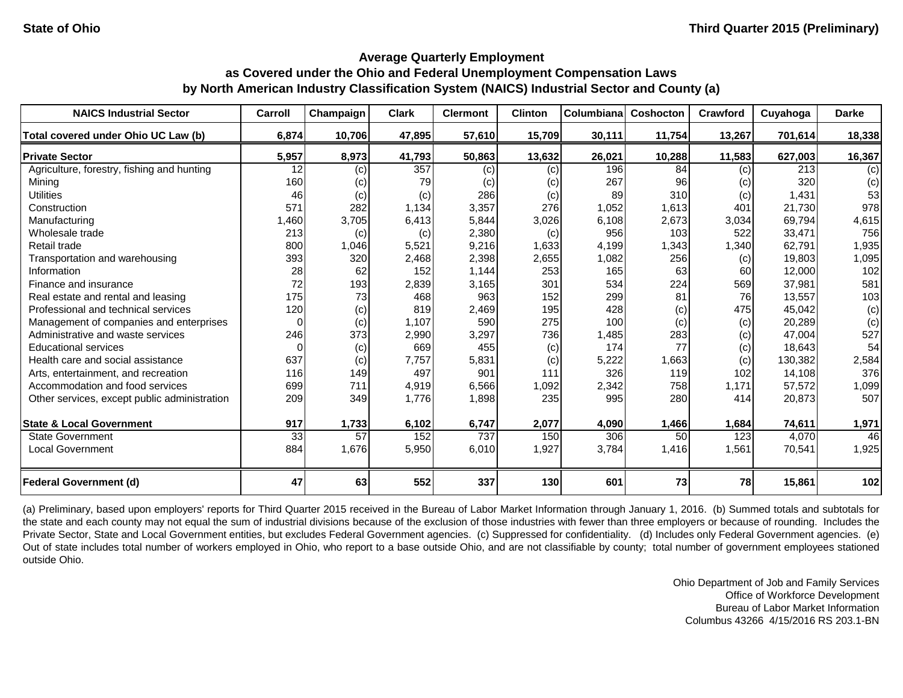State of Ohio — Third Quarter 2015 (Preliminary)

## Average Quarterly Employment
## as Covered under the Ohio and Federal Unemployment Compensation Laws
## by North American Industry Classification System (NAICS) Industrial Sector and County (a)

| NAICS Industrial Sector | Carroll | Champaign | Clark | Clermont | Clinton | Columbiana | Coshocton | Crawford | Cuyahoga | Darke |
|---|---|---|---|---|---|---|---|---|---|---|
| **Total covered under Ohio UC Law (b)** | **6,874** | **10,706** | **47,895** | **57,610** | **15,709** | **30,111** | **11,754** | **13,267** | **701,614** | **18,338** |
| **Private Sector** | **5,957** | **8,973** | **41,793** | **50,863** | **13,632** | **26,021** | **10,288** | **11,583** | **627,003** | **16,367** |
| Agriculture, forestry, fishing and hunting | 12 | (c) | 357 | (c) | (c) | 196 | 84 | (c) | 213 | (c) |
| Mining | 160 | (c) | 79 | (c) | (c) | 267 | 96 | (c) | 320 | (c) |
| Utilities | 46 | (c) | (c) | 286 | (c) | 89 | 310 | (c) | 1,431 | 53 |
| Construction | 571 | 282 | 1,134 | 3,357 | 276 | 1,052 | 1,613 | 401 | 21,730 | 978 |
| Manufacturing | 1,460 | 3,705 | 6,413 | 5,844 | 3,026 | 6,108 | 2,673 | 3,034 | 69,794 | 4,615 |
| Wholesale trade | 213 | (c) | (c) | 2,380 | (c) | 956 | 103 | 522 | 33,471 | 756 |
| Retail trade | 800 | 1,046 | 5,521 | 9,216 | 1,633 | 4,199 | 1,343 | 1,340 | 62,791 | 1,935 |
| Transportation and warehousing | 393 | 320 | 2,468 | 2,398 | 2,655 | 1,082 | 256 | (c) | 19,803 | 1,095 |
| Information | 28 | 62 | 152 | 1,144 | 253 | 165 | 63 | 60 | 12,000 | 102 |
| Finance and insurance | 72 | 193 | 2,839 | 3,165 | 301 | 534 | 224 | 569 | 37,981 | 581 |
| Real estate and rental and leasing | 175 | 73 | 468 | 963 | 152 | 299 | 81 | 76 | 13,557 | 103 |
| Professional and technical services | 120 | (c) | 819 | 2,469 | 195 | 428 | (c) | 475 | 45,042 | (c) |
| Management of companies and enterprises | 0 | (c) | 1,107 | 590 | 275 | 100 | (c) | (c) | 20,289 | (c) |
| Administrative and waste services | 246 | 373 | 2,990 | 3,297 | 736 | 1,485 | 283 | (c) | 47,004 | 527 |
| Educational services | 0 | (c) | 669 | 455 | (c) | 174 | 77 | (c) | 18,643 | 54 |
| Health care and social assistance | 637 | (c) | 7,757 | 5,831 | (c) | 5,222 | 1,663 | (c) | 130,382 | 2,584 |
| Arts, entertainment, and recreation | 116 | 149 | 497 | 901 | 111 | 326 | 119 | 102 | 14,108 | 376 |
| Accommodation and food services | 699 | 711 | 4,919 | 6,566 | 1,092 | 2,342 | 758 | 1,171 | 57,572 | 1,099 |
| Other services, except public administration | 209 | 349 | 1,776 | 1,898 | 235 | 995 | 280 | 414 | 20,873 | 507 |
| **State & Local Government** | **917** | **1,733** | **6,102** | **6,747** | **2,077** | **4,090** | **1,466** | **1,684** | **74,611** | **1,971** |
| State Government | 33 | 57 | 152 | 737 | 150 | 306 | 50 | 123 | 4,070 | 46 |
| Local Government | 884 | 1,676 | 5,950 | 6,010 | 1,927 | 3,784 | 1,416 | 1,561 | 70,541 | 1,925 |
| **Federal Government (d)** | **47** | **63** | **552** | **337** | **130** | **601** | **73** | **78** | **15,861** | **102** |

(a) Preliminary, based upon employers' reports for Third Quarter 2015 received in the Bureau of Labor Market Information through January 1, 2016. (b) Summed totals and subtotals for the state and each county may not equal the sum of industrial divisions because of the exclusion of those industries with fewer than three employers or because of rounding. Includes the Private Sector, State and Local Government entities, but excludes Federal Government agencies. (c) Suppressed for confidentiality. (d) Includes only Federal Government agencies. (e) Out of state includes total number of workers employed in Ohio, who report to a base outside Ohio, and are not classifiable by county; total number of government employees stationed outside Ohio.

Ohio Department of Job and Family Services
Office of Workforce Development
Bureau of Labor Market Information
Columbus 43266 4/15/2016 RS 203.1-BN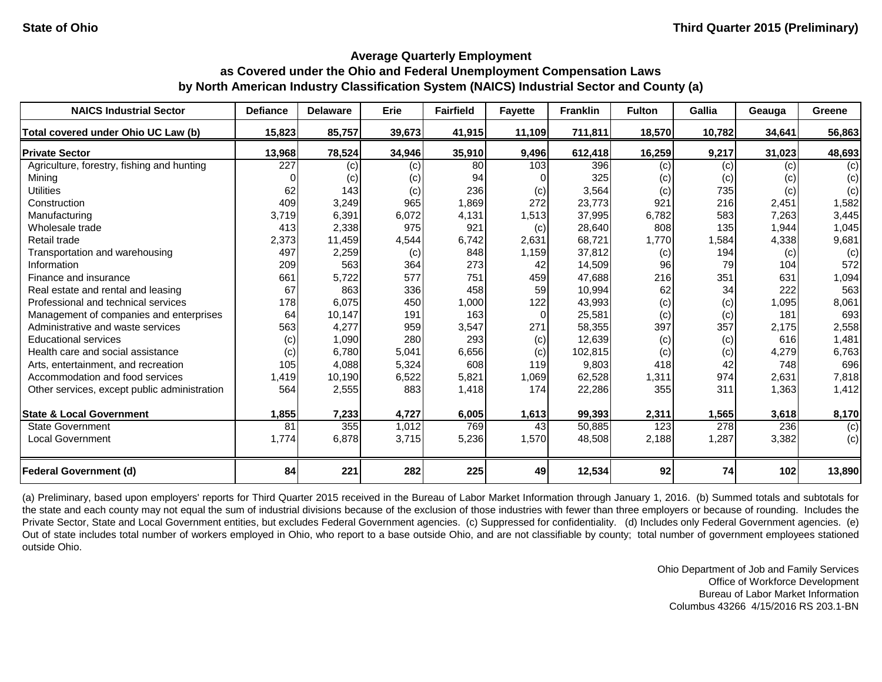State of Ohio — Third Quarter 2015 (Preliminary)

## Average Quarterly Employment
## as Covered under the Ohio and Federal Unemployment Compensation Laws
## by North American Industry Classification System (NAICS) Industrial Sector and County (a)

| NAICS Industrial Sector | Defiance | Delaware | Erie | Fairfield | Fayette | Franklin | Fulton | Gallia | Geauga | Greene |
|---|---|---|---|---|---|---|---|---|---|---|
| **Total covered under Ohio UC Law (b)** | **15,823** | **85,757** | **39,673** | **41,915** | **11,109** | **711,811** | **18,570** | **10,782** | **34,641** | **56,863** |
| **Private Sector** | **13,968** | **78,524** | **34,946** | **35,910** | **9,496** | **612,418** | **16,259** | **9,217** | **31,023** | **48,693** |
| Agriculture, forestry, fishing and hunting | 227 | (c) | (c) | 80 | 103 | 396 | (c) | (c) | (c) | (c) |
| Mining | 0 | (c) | (c) | 94 | 0 | 325 | (c) | (c) | (c) | (c) |
| Utilities | 62 | 143 | (c) | 236 | (c) | 3,564 | (c) | 735 | (c) | (c) |
| Construction | 409 | 3,249 | 965 | 1,869 | 272 | 23,773 | 921 | 216 | 2,451 | 1,582 |
| Manufacturing | 3,719 | 6,391 | 6,072 | 4,131 | 1,513 | 37,995 | 6,782 | 583 | 7,263 | 3,445 |
| Wholesale trade | 413 | 2,338 | 975 | 921 | (c) | 28,640 | 808 | 135 | 1,944 | 1,045 |
| Retail trade | 2,373 | 11,459 | 4,544 | 6,742 | 2,631 | 68,721 | 1,770 | 1,584 | 4,338 | 9,681 |
| Transportation and warehousing | 497 | 2,259 | (c) | 848 | 1,159 | 37,812 | (c) | 194 | (c) | (c) |
| Information | 209 | 563 | 364 | 273 | 42 | 14,509 | 96 | 79 | 104 | 572 |
| Finance and insurance | 661 | 5,722 | 577 | 751 | 459 | 47,688 | 216 | 351 | 631 | 1,094 |
| Real estate and rental and leasing | 67 | 863 | 336 | 458 | 59 | 10,994 | 62 | 34 | 222 | 563 |
| Professional and technical services | 178 | 6,075 | 450 | 1,000 | 122 | 43,993 | (c) | (c) | 1,095 | 8,061 |
| Management of companies and enterprises | 64 | 10,147 | 191 | 163 | 0 | 25,581 | (c) | (c) | 181 | 693 |
| Administrative and waste services | 563 | 4,277 | 959 | 3,547 | 271 | 58,355 | 397 | 357 | 2,175 | 2,558 |
| Educational services | (c) | 1,090 | 280 | 293 | (c) | 12,639 | (c) | (c) | 616 | 1,481 |
| Health care and social assistance | (c) | 6,780 | 5,041 | 6,656 | (c) | 102,815 | (c) | (c) | 4,279 | 6,763 |
| Arts, entertainment, and recreation | 105 | 4,088 | 5,324 | 608 | 119 | 9,803 | 418 | 42 | 748 | 696 |
| Accommodation and food services | 1,419 | 10,190 | 6,522 | 5,821 | 1,069 | 62,528 | 1,311 | 974 | 2,631 | 7,818 |
| Other services, except public administration | 564 | 2,555 | 883 | 1,418 | 174 | 22,286 | 355 | 311 | 1,363 | 1,412 |
| **State & Local Government** | **1,855** | **7,233** | **4,727** | **6,005** | **1,613** | **99,393** | **2,311** | **1,565** | **3,618** | **8,170** |
| State Government | 81 | 355 | 1,012 | 769 | 43 | 50,885 | 123 | 278 | 236 | (c) |
| Local Government | 1,774 | 6,878 | 3,715 | 5,236 | 1,570 | 48,508 | 2,188 | 1,287 | 3,382 | (c) |
| **Federal Government (d)** | **84** | **221** | **282** | **225** | **49** | **12,534** | **92** | **74** | **102** | **13,890** |

(a) Preliminary, based upon employers' reports for Third Quarter 2015 received in the Bureau of Labor Market Information through January 1, 2016. (b) Summed totals and subtotals for the state and each county may not equal the sum of industrial divisions because of the exclusion of those industries with fewer than three employers or because of rounding. Includes the Private Sector, State and Local Government entities, but excludes Federal Government agencies. (c) Suppressed for confidentiality. (d) Includes only Federal Government agencies. (e) Out of state includes total number of workers employed in Ohio, who report to a base outside Ohio, and are not classifiable by county; total number of government employees stationed outside Ohio.

Ohio Department of Job and Family Services
Office of Workforce Development
Bureau of Labor Market Information
Columbus 43266 4/15/2016 RS 203.1-BN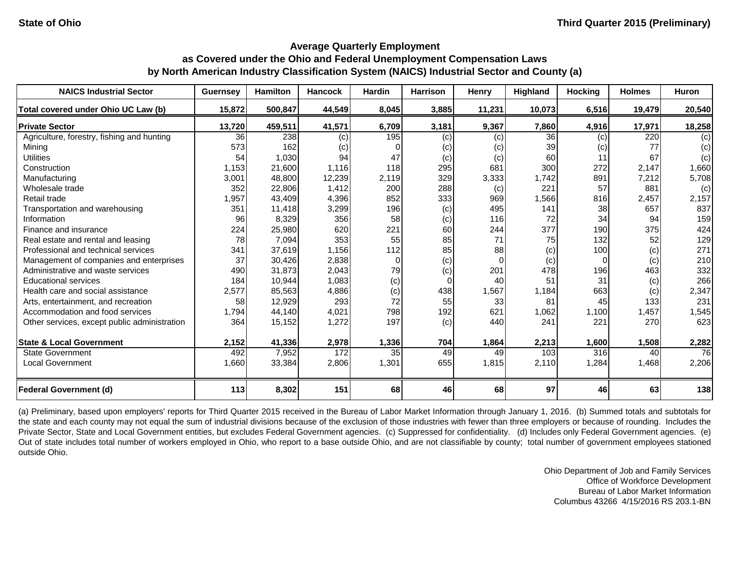State of Ohio

Third Quarter 2015 (Preliminary)

## Average Quarterly Employment as Covered under the Ohio and Federal Unemployment Compensation Laws by North American Industry Classification System (NAICS) Industrial Sector and County (a)

| NAICS Industrial Sector | Guernsey | Hamilton | Hancock | Hardin | Harrison | Henry | Highland | Hocking | Holmes | Huron |
|---|---|---|---|---|---|---|---|---|---|---|
| **Total covered under Ohio UC Law (b)** | **15,872** | **500,847** | **44,549** | **8,045** | **3,885** | **11,231** | **10,073** | **6,516** | **19,479** | **20,540** |
| **Private Sector** | **13,720** | **459,511** | **41,571** | **6,709** | **3,181** | **9,367** | **7,860** | **4,916** | **17,971** | **18,258** |
| Agriculture, forestry, fishing and hunting | 36 | 238 | (c) | 195 | (c) | (c) | 36 | (c) | 220 | (c) |
| Mining | 573 | 162 | (c) | 0 | (c) | (c) | 39 | (c) | 77 | (c) |
| Utilities | 54 | 1,030 | 94 | 47 | (c) | (c) | 60 | 11 | 67 | (c) |
| Construction | 1,153 | 21,600 | 1,116 | 118 | 295 | 681 | 300 | 272 | 2,147 | 1,660 |
| Manufacturing | 3,001 | 48,800 | 12,239 | 2,119 | 329 | 3,333 | 1,742 | 891 | 7,212 | 5,708 |
| Wholesale trade | 352 | 22,806 | 1,412 | 200 | 288 | (c) | 221 | 57 | 881 | (c) |
| Retail trade | 1,957 | 43,409 | 4,396 | 852 | 333 | 969 | 1,566 | 816 | 2,457 | 2,157 |
| Transportation and warehousing | 351 | 11,418 | 3,299 | 196 | (c) | 495 | 141 | 38 | 657 | 837 |
| Information | 96 | 8,329 | 356 | 58 | (c) | 116 | 72 | 34 | 94 | 159 |
| Finance and insurance | 224 | 25,980 | 620 | 221 | 60 | 244 | 377 | 190 | 375 | 424 |
| Real estate and rental and leasing | 78 | 7,094 | 353 | 55 | 85 | 71 | 75 | 132 | 52 | 129 |
| Professional and technical services | 341 | 37,619 | 1,156 | 112 | 85 | 88 | (c) | 100 | (c) | 271 |
| Management of companies and enterprises | 37 | 30,426 | 2,838 | 0 | (c) | 0 | (c) | 0 | (c) | 210 |
| Administrative and waste services | 490 | 31,873 | 2,043 | 79 | (c) | 201 | 478 | 196 | 463 | 332 |
| Educational services | 184 | 10,944 | 1,083 | (c) | 0 | 40 | 51 | 31 | (c) | 266 |
| Health care and social assistance | 2,577 | 85,563 | 4,886 | (c) | 438 | 1,567 | 1,184 | 663 | (c) | 2,347 |
| Arts, entertainment, and recreation | 58 | 12,929 | 293 | 72 | 55 | 33 | 81 | 45 | 133 | 231 |
| Accommodation and food services | 1,794 | 44,140 | 4,021 | 798 | 192 | 621 | 1,062 | 1,100 | 1,457 | 1,545 |
| Other services, except public administration | 364 | 15,152 | 1,272 | 197 | (c) | 440 | 241 | 221 | 270 | 623 |
| **State & Local Government** | **2,152** | **41,336** | **2,978** | **1,336** | **704** | **1,864** | **2,213** | **1,600** | **1,508** | **2,282** |
| State Government | 492 | 7,952 | 172 | 35 | 49 | 49 | 103 | 316 | 40 | 76 |
| Local Government | 1,660 | 33,384 | 2,806 | 1,301 | 655 | 1,815 | 2,110 | 1,284 | 1,468 | 2,206 |
| **Federal Government (d)** | **113** | **8,302** | **151** | **68** | **46** | **68** | **97** | **46** | **63** | **138** |

(a) Preliminary, based upon employers' reports for Third Quarter 2015 received in the Bureau of Labor Market Information through January 1, 2016. (b) Summed totals and subtotals for the state and each county may not equal the sum of industrial divisions because of the exclusion of those industries with fewer than three employers or because of rounding. Includes the Private Sector, State and Local Government entities, but excludes Federal Government agencies. (c) Suppressed for confidentiality. (d) Includes only Federal Government agencies. (e) Out of state includes total number of workers employed in Ohio, who report to a base outside Ohio, and are not classifiable by county; total number of government employees stationed outside Ohio.

Ohio Department of Job and Family Services
Office of Workforce Development
Bureau of Labor Market Information
Columbus 43266 4/15/2016 RS 203.1-BN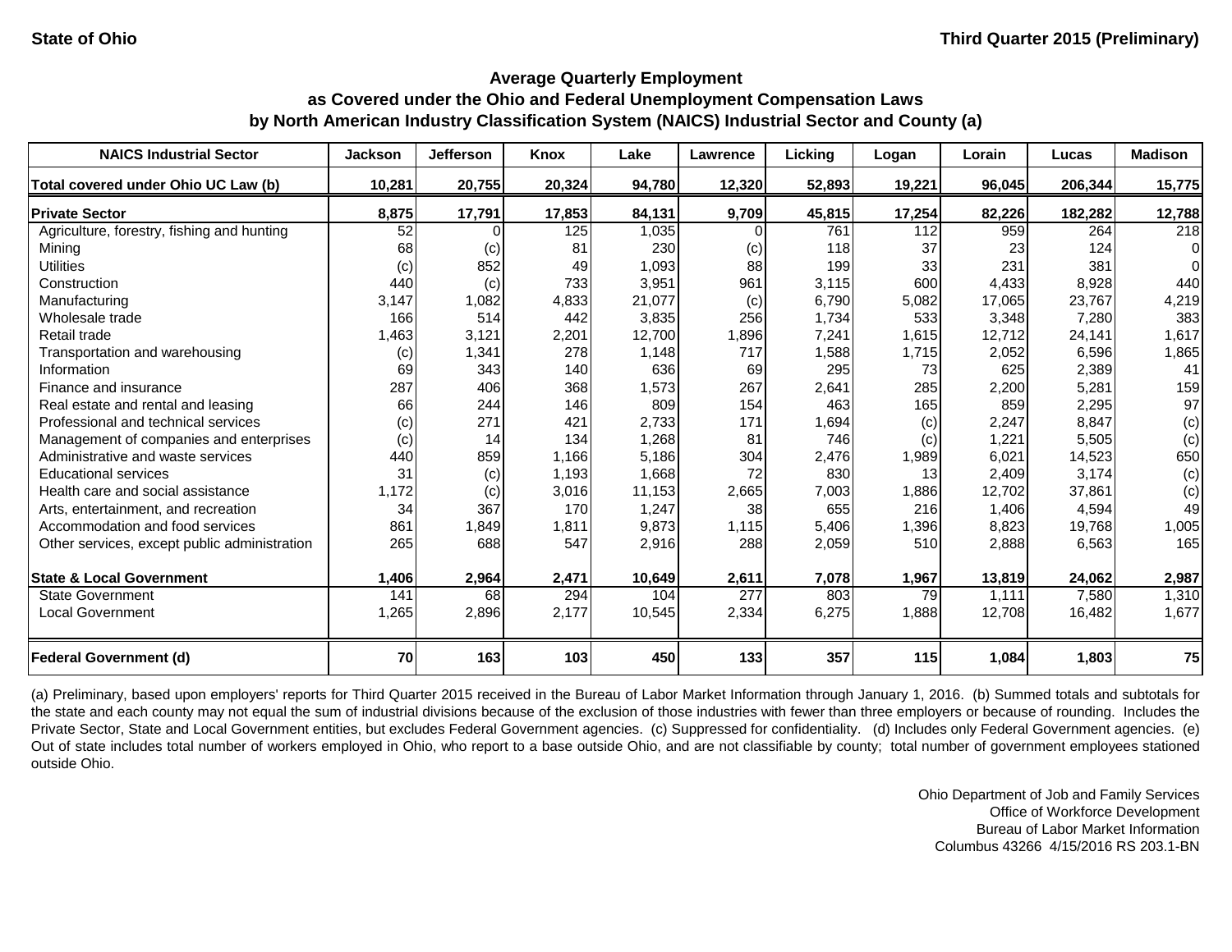State of Ohio — Third Quarter 2015 (Preliminary)

## Average Quarterly Employment as Covered under the Ohio and Federal Unemployment Compensation Laws by North American Industry Classification System (NAICS) Industrial Sector and County (a)

| NAICS Industrial Sector | Jackson | Jefferson | Knox | Lake | Lawrence | Licking | Logan | Lorain | Lucas | Madison |
|---|---|---|---|---|---|---|---|---|---|---|
| **Total covered under Ohio UC Law (b)** | **10,281** | **20,755** | **20,324** | **94,780** | **12,320** | **52,893** | **19,221** | **96,045** | **206,344** | **15,775** |
| **Private Sector** | **8,875** | **17,791** | **17,853** | **84,131** | **9,709** | **45,815** | **17,254** | **82,226** | **182,282** | **12,788** |
| Agriculture, forestry, fishing and hunting | 52 | 0 | 125 | 1,035 | 0 | 761 | 112 | 959 | 264 | 218 |
| Mining | 68 | (c) | 81 | 230 | (c) | 118 | 37 | 23 | 124 | 0 |
| Utilities | (c) | 852 | 49 | 1,093 | 88 | 199 | 33 | 231 | 381 | 0 |
| Construction | 440 | (c) | 733 | 3,951 | 961 | 3,115 | 600 | 4,433 | 8,928 | 440 |
| Manufacturing | 3,147 | 1,082 | 4,833 | 21,077 | (c) | 6,790 | 5,082 | 17,065 | 23,767 | 4,219 |
| Wholesale trade | 166 | 514 | 442 | 3,835 | 256 | 1,734 | 533 | 3,348 | 7,280 | 383 |
| Retail trade | 1,463 | 3,121 | 2,201 | 12,700 | 1,896 | 7,241 | 1,615 | 12,712 | 24,141 | 1,617 |
| Transportation and warehousing | (c) | 1,341 | 278 | 1,148 | 717 | 1,588 | 1,715 | 2,052 | 6,596 | 1,865 |
| Information | 69 | 343 | 140 | 636 | 69 | 295 | 73 | 625 | 2,389 | 41 |
| Finance and insurance | 287 | 406 | 368 | 1,573 | 267 | 2,641 | 285 | 2,200 | 5,281 | 159 |
| Real estate and rental and leasing | 66 | 244 | 146 | 809 | 154 | 463 | 165 | 859 | 2,295 | 97 |
| Professional and technical services | (c) | 271 | 421 | 2,733 | 171 | 1,694 | (c) | 2,247 | 8,847 | (c) |
| Management of companies and enterprises | (c) | 14 | 134 | 1,268 | 81 | 746 | (c) | 1,221 | 5,505 | (c) |
| Administrative and waste services | 440 | 859 | 1,166 | 5,186 | 304 | 2,476 | 1,989 | 6,021 | 14,523 | 650 |
| Educational services | 31 | (c) | 1,193 | 1,668 | 72 | 830 | 13 | 2,409 | 3,174 | (c) |
| Health care and social assistance | 1,172 | (c) | 3,016 | 11,153 | 2,665 | 7,003 | 1,886 | 12,702 | 37,861 | (c) |
| Arts, entertainment, and recreation | 34 | 367 | 170 | 1,247 | 38 | 655 | 216 | 1,406 | 4,594 | 49 |
| Accommodation and food services | 861 | 1,849 | 1,811 | 9,873 | 1,115 | 5,406 | 1,396 | 8,823 | 19,768 | 1,005 |
| Other services, except public administration | 265 | 688 | 547 | 2,916 | 288 | 2,059 | 510 | 2,888 | 6,563 | 165 |
| **State & Local Government** | **1,406** | **2,964** | **2,471** | **10,649** | **2,611** | **7,078** | **1,967** | **13,819** | **24,062** | **2,987** |
| State Government | 141 | 68 | 294 | 104 | 277 | 803 | 79 | 1,111 | 7,580 | 1,310 |
| Local Government | 1,265 | 2,896 | 2,177 | 10,545 | 2,334 | 6,275 | 1,888 | 12,708 | 16,482 | 1,677 |
| **Federal Government (d)** | **70** | **163** | **103** | **450** | **133** | **357** | **115** | **1,084** | **1,803** | **75** |

(a) Preliminary, based upon employers' reports for Third Quarter 2015 received in the Bureau of Labor Market Information through January 1, 2016. (b) Summed totals and subtotals for the state and each county may not equal the sum of industrial divisions because of the exclusion of those industries with fewer than three employers or because of rounding. Includes the Private Sector, State and Local Government entities, but excludes Federal Government agencies. (c) Suppressed for confidentiality. (d) Includes only Federal Government agencies. (e) Out of state includes total number of workers employed in Ohio, who report to a base outside Ohio, and are not classifiable by county; total number of government employees stationed outside Ohio.

Ohio Department of Job and Family Services
Office of Workforce Development
Bureau of Labor Market Information
Columbus 43266 4/15/2016 RS 203.1-BN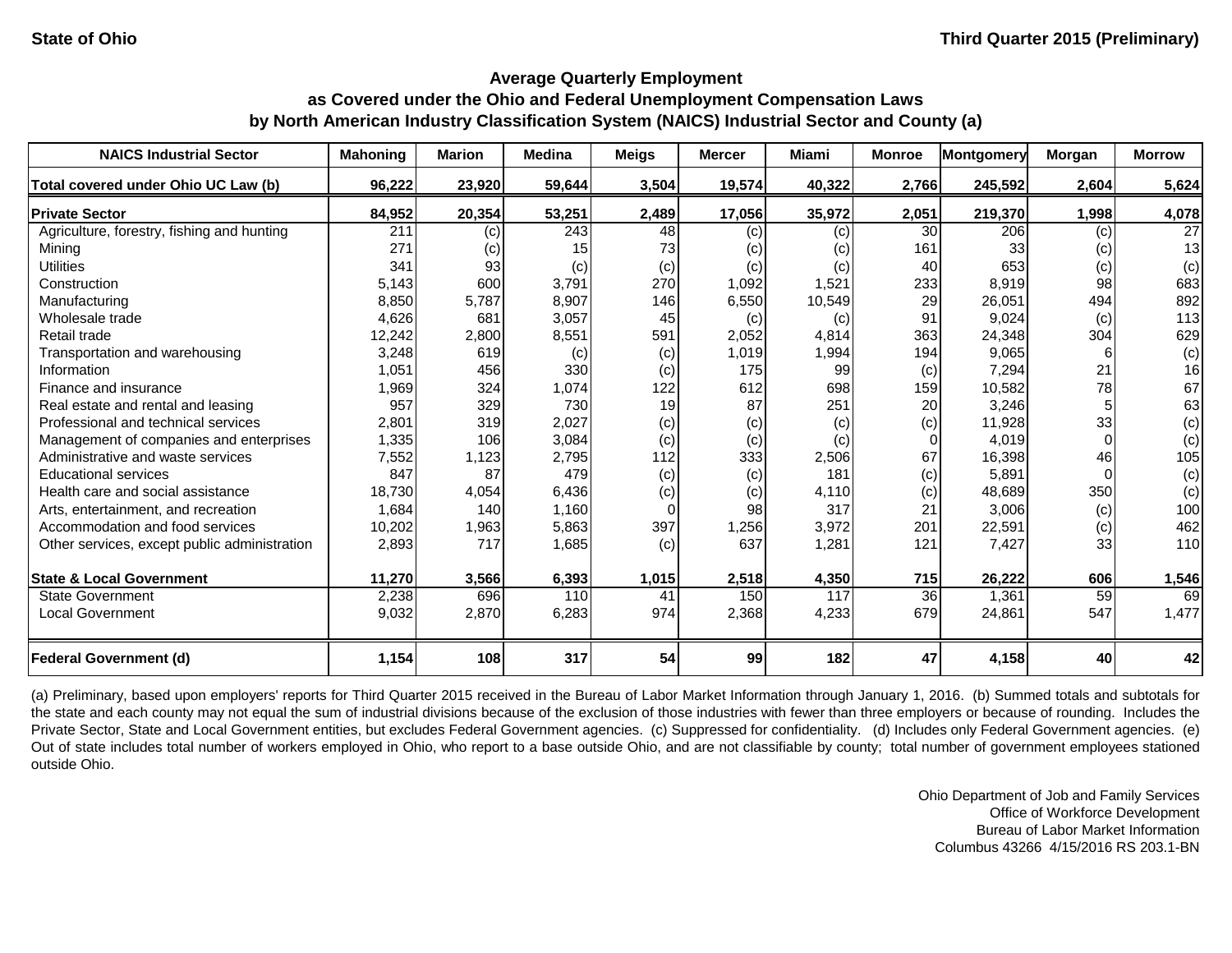State of Ohio — Third Quarter 2015 (Preliminary)

## Average Quarterly Employment as Covered under the Ohio and Federal Unemployment Compensation Laws by North American Industry Classification System (NAICS) Industrial Sector and County (a)

| NAICS Industrial Sector | Mahoning | Marion | Medina | Meigs | Mercer | Miami | Monroe | Montgomery | Morgan | Morrow |
|---|---|---|---|---|---|---|---|---|---|---|
| **Total covered under Ohio UC Law (b)** | **96,222** | **23,920** | **59,644** | **3,504** | **19,574** | **40,322** | **2,766** | **245,592** | **2,604** | **5,624** |
| **Private Sector** | **84,952** | **20,354** | **53,251** | **2,489** | **17,056** | **35,972** | **2,051** | **219,370** | **1,998** | **4,078** |
| Agriculture, forestry, fishing and hunting | 211 | (c) | 243 | 48 | (c) | (c) | 30 | 206 | (c) | 27 |
| Mining | 271 | (c) | 15 | 73 | (c) | (c) | 161 | 33 | (c) | 13 |
| Utilities | 341 | 93 | (c) | (c) | (c) | (c) | 40 | 653 | (c) | (c) |
| Construction | 5,143 | 600 | 3,791 | 270 | 1,092 | 1,521 | 233 | 8,919 | 98 | 683 |
| Manufacturing | 8,850 | 5,787 | 8,907 | 146 | 6,550 | 10,549 | 29 | 26,051 | 494 | 892 |
| Wholesale trade | 4,626 | 681 | 3,057 | 45 | (c) | (c) | 91 | 9,024 | (c) | 113 |
| Retail trade | 12,242 | 2,800 | 8,551 | 591 | 2,052 | 4,814 | 363 | 24,348 | 304 | 629 |
| Transportation and warehousing | 3,248 | 619 | (c) | (c) | 1,019 | 1,994 | 194 | 9,065 | 6 | (c) |
| Information | 1,051 | 456 | 330 | (c) | 175 | 99 | (c) | 7,294 | 21 | 16 |
| Finance and insurance | 1,969 | 324 | 1,074 | 122 | 612 | 698 | 159 | 10,582 | 78 | 67 |
| Real estate and rental and leasing | 957 | 329 | 730 | 19 | 87 | 251 | 20 | 3,246 | 5 | 63 |
| Professional and technical services | 2,801 | 319 | 2,027 | (c) | (c) | (c) | (c) | 11,928 | 33 | (c) |
| Management of companies and enterprises | 1,335 | 106 | 3,084 | (c) | (c) | (c) | 0 | 4,019 | 0 | (c) |
| Administrative and waste services | 7,552 | 1,123 | 2,795 | 112 | 333 | 2,506 | 67 | 16,398 | 46 | 105 |
| Educational services | 847 | 87 | 479 | (c) | (c) | 181 | (c) | 5,891 | 0 | (c) |
| Health care and social assistance | 18,730 | 4,054 | 6,436 | (c) | (c) | 4,110 | (c) | 48,689 | 350 | (c) |
| Arts, entertainment, and recreation | 1,684 | 140 | 1,160 | 0 | 98 | 317 | 21 | 3,006 | (c) | 100 |
| Accommodation and food services | 10,202 | 1,963 | 5,863 | 397 | 1,256 | 3,972 | 201 | 22,591 | (c) | 462 |
| Other services, except public administration | 2,893 | 717 | 1,685 | (c) | 637 | 1,281 | 121 | 7,427 | 33 | 110 |
| **State & Local Government** | **11,270** | **3,566** | **6,393** | **1,015** | **2,518** | **4,350** | **715** | **26,222** | **606** | **1,546** |
| State Government | 2,238 | 696 | 110 | 41 | 150 | 117 | 36 | 1,361 | 59 | 69 |
| Local Government | 9,032 | 2,870 | 6,283 | 974 | 2,368 | 4,233 | 679 | 24,861 | 547 | 1,477 |
| **Federal Government (d)** | **1,154** | **108** | **317** | **54** | **99** | **182** | **47** | **4,158** | **40** | **42** |

(a) Preliminary, based upon employers' reports for Third Quarter 2015 received in the Bureau of Labor Market Information through January 1, 2016. (b) Summed totals and subtotals for the state and each county may not equal the sum of industrial divisions because of the exclusion of those industries with fewer than three employers or because of rounding. Includes the Private Sector, State and Local Government entities, but excludes Federal Government agencies. (c) Suppressed for confidentiality. (d) Includes only Federal Government agencies. (e) Out of state includes total number of workers employed in Ohio, who report to a base outside Ohio, and are not classifiable by county; total number of government employees stationed outside Ohio.

Ohio Department of Job and Family Services
Office of Workforce Development
Bureau of Labor Market Information
Columbus 43266 4/15/2016 RS 203.1-BN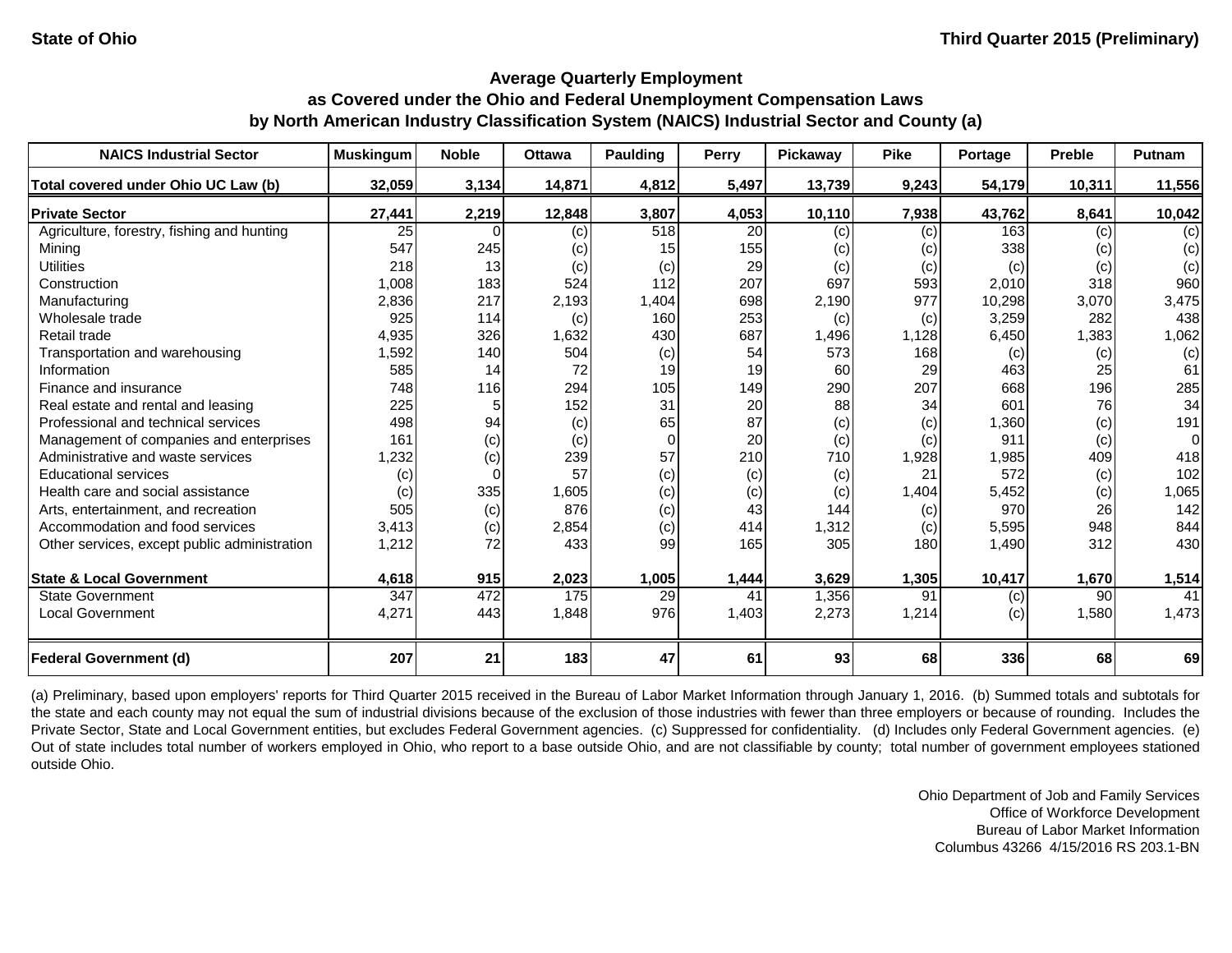State of Ohio

Third Quarter 2015 (Preliminary)

## Average Quarterly Employment
## as Covered under the Ohio and Federal Unemployment Compensation Laws
## by North American Industry Classification System (NAICS) Industrial Sector and County (a)

| NAICS Industrial Sector | Muskingum | Noble | Ottawa | Paulding | Perry | Pickaway | Pike | Portage | Preble | Putnam |
|---|---|---|---|---|---|---|---|---|---|---|
| **Total covered under Ohio UC Law (b)** | **32,059** | **3,134** | **14,871** | **4,812** | **5,497** | **13,739** | **9,243** | **54,179** | **10,311** | **11,556** |
| **Private Sector** | **27,441** | **2,219** | **12,848** | **3,807** | **4,053** | **10,110** | **7,938** | **43,762** | **8,641** | **10,042** |
| Agriculture, forestry, fishing and hunting | 25 | 0 | (c) | 518 | 20 | (c) | (c) | 163 | (c) | (c) |
| Mining | 547 | 245 | (c) | 15 | 155 | (c) | (c) | 338 | (c) | (c) |
| Utilities | 218 | 13 | (c) | (c) | 29 | (c) | (c) | (c) | (c) | (c) |
| Construction | 1,008 | 183 | 524 | 112 | 207 | 697 | 593 | 2,010 | 318 | 960 |
| Manufacturing | 2,836 | 217 | 2,193 | 1,404 | 698 | 2,190 | 977 | 10,298 | 3,070 | 3,475 |
| Wholesale trade | 925 | 114 | (c) | 160 | 253 | (c) | (c) | 3,259 | 282 | 438 |
| Retail trade | 4,935 | 326 | 1,632 | 430 | 687 | 1,496 | 1,128 | 6,450 | 1,383 | 1,062 |
| Transportation and warehousing | 1,592 | 140 | 504 | (c) | 54 | 573 | 168 | (c) | (c) | (c) |
| Information | 585 | 14 | 72 | 19 | 19 | 60 | 29 | 463 | 25 | 61 |
| Finance and insurance | 748 | 116 | 294 | 105 | 149 | 290 | 207 | 668 | 196 | 285 |
| Real estate and rental and leasing | 225 | 5 | 152 | 31 | 20 | 88 | 34 | 601 | 76 | 34 |
| Professional and technical services | 498 | 94 | (c) | 65 | 87 | (c) | (c) | 1,360 | (c) | 191 |
| Management of companies and enterprises | 161 | (c) | (c) | 0 | 20 | (c) | (c) | 911 | (c) | 0 |
| Administrative and waste services | 1,232 | (c) | 239 | 57 | 210 | 710 | 1,928 | 1,985 | 409 | 418 |
| Educational services | (c) | 0 | 57 | (c) | (c) | (c) | 21 | 572 | (c) | 102 |
| Health care and social assistance | (c) | 335 | 1,605 | (c) | (c) | (c) | 1,404 | 5,452 | (c) | 1,065 |
| Arts, entertainment, and recreation | 505 | (c) | 876 | (c) | 43 | 144 | (c) | 970 | 26 | 142 |
| Accommodation and food services | 3,413 | (c) | 2,854 | (c) | 414 | 1,312 | (c) | 5,595 | 948 | 844 |
| Other services, except public administration | 1,212 | 72 | 433 | 99 | 165 | 305 | 180 | 1,490 | 312 | 430 |
| **State & Local Government** | **4,618** | **915** | **2,023** | **1,005** | **1,444** | **3,629** | **1,305** | **10,417** | **1,670** | **1,514** |
| State Government | 347 | 472 | 175 | 29 | 41 | 1,356 | 91 | (c) | 90 | 41 |
| Local Government | 4,271 | 443 | 1,848 | 976 | 1,403 | 2,273 | 1,214 | (c) | 1,580 | 1,473 |
| **Federal Government (d)** | **207** | **21** | **183** | **47** | **61** | **93** | **68** | **336** | **68** | **69** |

(a) Preliminary, based upon employers' reports for Third Quarter 2015 received in the Bureau of Labor Market Information through January 1, 2016. (b) Summed totals and subtotals for the state and each county may not equal the sum of industrial divisions because of the exclusion of those industries with fewer than three employers or because of rounding. Includes the Private Sector, State and Local Government entities, but excludes Federal Government agencies. (c) Suppressed for confidentiality. (d) Includes only Federal Government agencies. (e) Out of state includes total number of workers employed in Ohio, who report to a base outside Ohio, and are not classifiable by county; total number of government employees stationed outside Ohio.

Ohio Department of Job and Family Services
Office of Workforce Development
Bureau of Labor Market Information
Columbus 43266 4/15/2016 RS 203.1-BN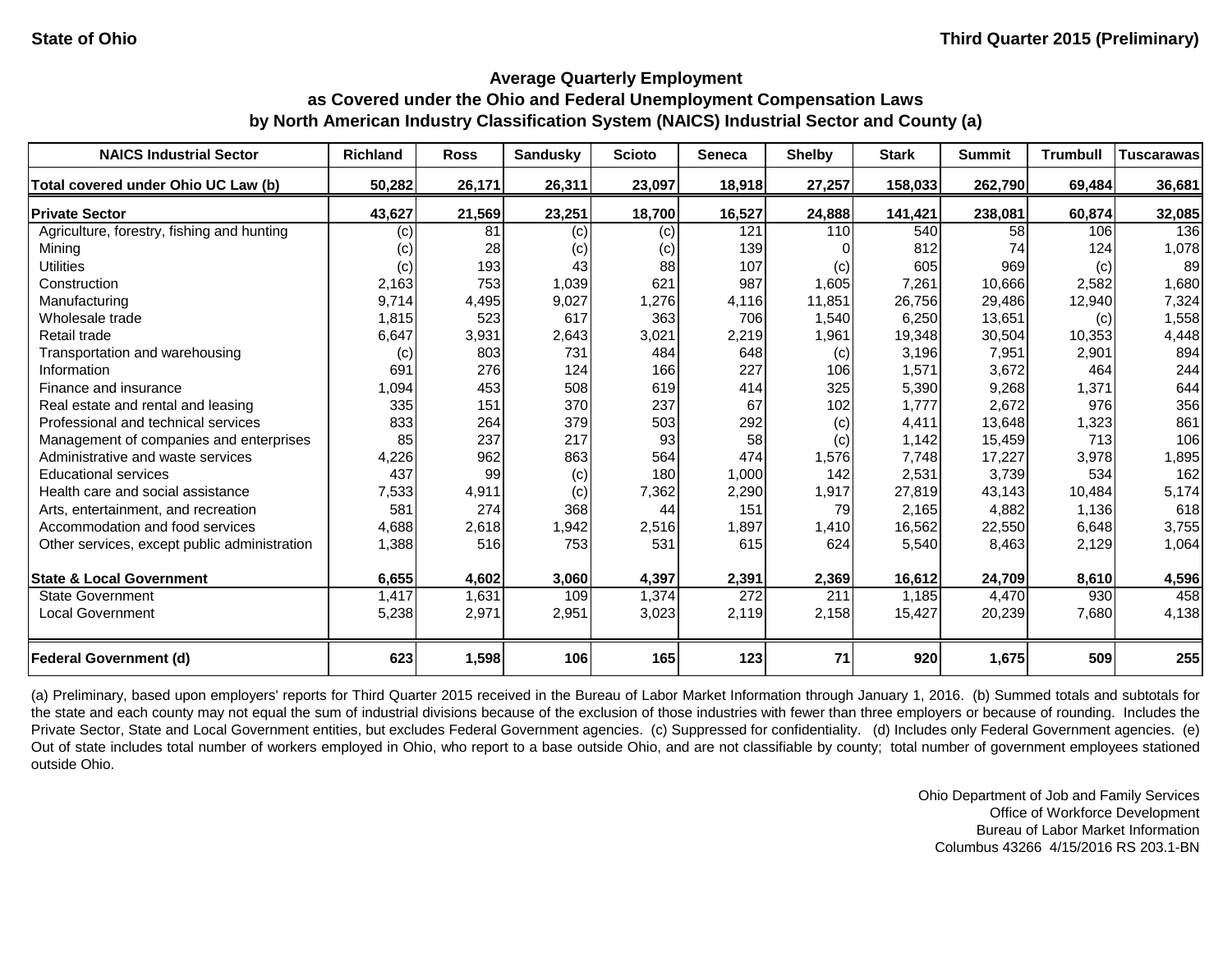State of Ohio | Third Quarter 2015 (Preliminary)

## Average Quarterly Employment
## as Covered under the Ohio and Federal Unemployment Compensation Laws
## by North American Industry Classification System (NAICS) Industrial Sector and County (a)

| NAICS Industrial Sector | Richland | Ross | Sandusky | Scioto | Seneca | Shelby | Stark | Summit | Trumbull | Tuscarawas |
|---|---|---|---|---|---|---|---|---|---|---|
| **Total covered under Ohio UC Law (b)** | **50,282** | **26,171** | **26,311** | **23,097** | **18,918** | **27,257** | **158,033** | **262,790** | **69,484** | **36,681** |
| **Private Sector** | **43,627** | **21,569** | **23,251** | **18,700** | **16,527** | **24,888** | **141,421** | **238,081** | **60,874** | **32,085** |
| Agriculture, forestry, fishing and hunting | (c) | 81 | (c) | (c) | 121 | 110 | 540 | 58 | 106 | 136 |
| Mining | (c) | 28 | (c) | (c) | 139 | 0 | 812 | 74 | 124 | 1,078 |
| Utilities | (c) | 193 | 43 | 88 | 107 | (c) | 605 | 969 | (c) | 89 |
| Construction | 2,163 | 753 | 1,039 | 621 | 987 | 1,605 | 7,261 | 10,666 | 2,582 | 1,680 |
| Manufacturing | 9,714 | 4,495 | 9,027 | 1,276 | 4,116 | 11,851 | 26,756 | 29,486 | 12,940 | 7,324 |
| Wholesale trade | 1,815 | 523 | 617 | 363 | 706 | 1,540 | 6,250 | 13,651 | (c) | 1,558 |
| Retail trade | 6,647 | 3,931 | 2,643 | 3,021 | 2,219 | 1,961 | 19,348 | 30,504 | 10,353 | 4,448 |
| Transportation and warehousing | (c) | 803 | 731 | 484 | 648 | (c) | 3,196 | 7,951 | 2,901 | 894 |
| Information | 691 | 276 | 124 | 166 | 227 | 106 | 1,571 | 3,672 | 464 | 244 |
| Finance and insurance | 1,094 | 453 | 508 | 619 | 414 | 325 | 5,390 | 9,268 | 1,371 | 644 |
| Real estate and rental and leasing | 335 | 151 | 370 | 237 | 67 | 102 | 1,777 | 2,672 | 976 | 356 |
| Professional and technical services | 833 | 264 | 379 | 503 | 292 | (c) | 4,411 | 13,648 | 1,323 | 861 |
| Management of companies and enterprises | 85 | 237 | 217 | 93 | 58 | (c) | 1,142 | 15,459 | 713 | 106 |
| Administrative and waste services | 4,226 | 962 | 863 | 564 | 474 | 1,576 | 7,748 | 17,227 | 3,978 | 1,895 |
| Educational services | 437 | 99 | (c) | 180 | 1,000 | 142 | 2,531 | 3,739 | 534 | 162 |
| Health care and social assistance | 7,533 | 4,911 | (c) | 7,362 | 2,290 | 1,917 | 27,819 | 43,143 | 10,484 | 5,174 |
| Arts, entertainment, and recreation | 581 | 274 | 368 | 44 | 151 | 79 | 2,165 | 4,882 | 1,136 | 618 |
| Accommodation and food services | 4,688 | 2,618 | 1,942 | 2,516 | 1,897 | 1,410 | 16,562 | 22,550 | 6,648 | 3,755 |
| Other services, except public administration | 1,388 | 516 | 753 | 531 | 615 | 624 | 5,540 | 8,463 | 2,129 | 1,064 |
| **State & Local Government** | **6,655** | **4,602** | **3,060** | **4,397** | **2,391** | **2,369** | **16,612** | **24,709** | **8,610** | **4,596** |
| State Government | 1,417 | 1,631 | 109 | 1,374 | 272 | 211 | 1,185 | 4,470 | 930 | 458 |
| Local Government | 5,238 | 2,971 | 2,951 | 3,023 | 2,119 | 2,158 | 15,427 | 20,239 | 7,680 | 4,138 |
| **Federal Government (d)** | **623** | **1,598** | **106** | **165** | **123** | **71** | **920** | **1,675** | **509** | **255** |

(a) Preliminary, based upon employers' reports for Third Quarter 2015 received in the Bureau of Labor Market Information through January 1, 2016. (b) Summed totals and subtotals for the state and each county may not equal the sum of industrial divisions because of the exclusion of those industries with fewer than three employers or because of rounding. Includes the Private Sector, State and Local Government entities, but excludes Federal Government agencies. (c) Suppressed for confidentiality. (d) Includes only Federal Government agencies. (e) Out of state includes total number of workers employed in Ohio, who report to a base outside Ohio, and are not classifiable by county; total number of government employees stationed outside Ohio.

Ohio Department of Job and Family Services
Office of Workforce Development
Bureau of Labor Market Information
Columbus 43266 4/15/2016 RS 203.1-BN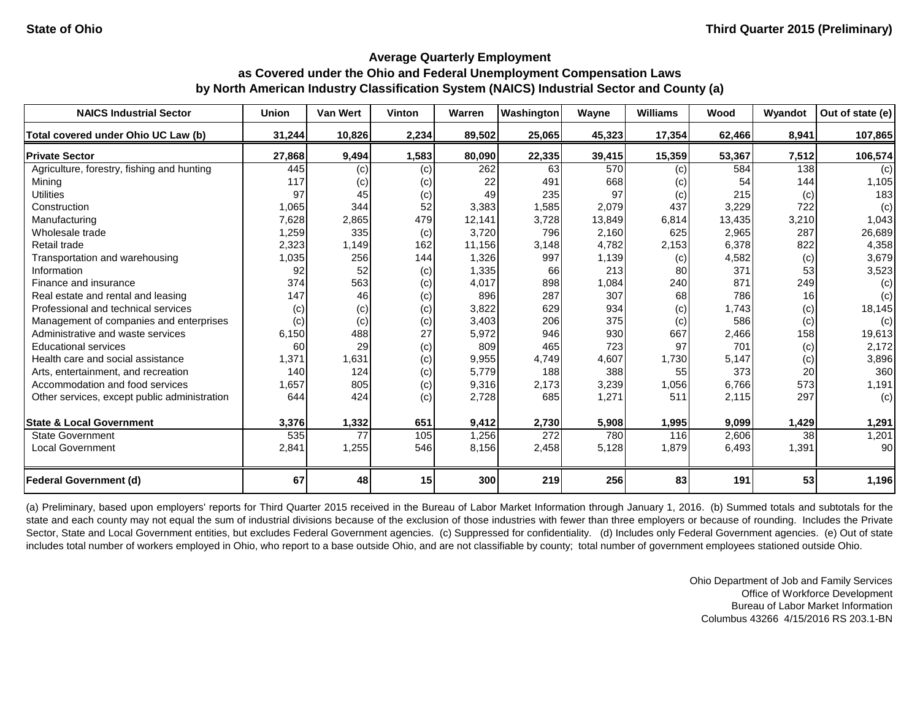**State of Ohio** **Third Quarter 2015 (Preliminary)**

## Average Quarterly Employment as Covered under the Ohio and Federal Unemployment Compensation Laws by North American Industry Classification System (NAICS) Industrial Sector and County (a)

| NAICS Industrial Sector | Union | Van Wert | Vinton | Warren | Washington | Wayne | Williams | Wood | Wyandot | Out of state (e) |
|---|---|---|---|---|---|---|---|---|---|---|
| Total covered under Ohio UC Law (b) | 31,244 | 10,826 | 2,234 | 89,502 | 25,065 | 45,323 | 17,354 | 62,466 | 8,941 | 107,865 |
| **Private Sector** | **27,868** | **9,494** | **1,583** | **80,090** | **22,335** | **39,415** | **15,359** | **53,367** | **7,512** | **106,574** |
| Agriculture, forestry, fishing and hunting | 445 | (c) | (c) | 262 | 63 | 570 | (c) | 584 | 138 | (c) |
| Mining | 117 | (c) | (c) | 22 | 491 | 668 | (c) | 54 | 144 | 1,105 |
| Utilities | 97 | 45 | (c) | 49 | 235 | 97 | (c) | 215 | (c) | 183 |
| Construction | 1,065 | 344 | 52 | 3,383 | 1,585 | 2,079 | 437 | 3,229 | 722 | (c) |
| Manufacturing | 7,628 | 2,865 | 479 | 12,141 | 3,728 | 13,849 | 6,814 | 13,435 | 3,210 | 1,043 |
| Wholesale trade | 1,259 | 335 | (c) | 3,720 | 796 | 2,160 | 625 | 2,965 | 287 | 26,689 |
| Retail trade | 2,323 | 1,149 | 162 | 11,156 | 3,148 | 4,782 | 2,153 | 6,378 | 822 | 4,358 |
| Transportation and warehousing | 1,035 | 256 | 144 | 1,326 | 997 | 1,139 | (c) | 4,582 | (c) | 3,679 |
| Information | 92 | 52 | (c) | 1,335 | 66 | 213 | 80 | 371 | 53 | 3,523 |
| Finance and insurance | 374 | 563 | (c) | 4,017 | 898 | 1,084 | 240 | 871 | 249 | (c) |
| Real estate and rental and leasing | 147 | 46 | (c) | 896 | 287 | 307 | 68 | 786 | 16 | (c) |
| Professional and technical services | (c) | (c) | (c) | 3,822 | 629 | 934 | (c) | 1,743 | (c) | 18,145 |
| Management of companies and enterprises | (c) | (c) | (c) | 3,403 | 206 | 375 | (c) | 586 | (c) | (c) |
| Administrative and waste services | 6,150 | 488 | 27 | 5,972 | 946 | 930 | 667 | 2,466 | 158 | 19,613 |
| Educational services | 60 | 29 | (c) | 809 | 465 | 723 | 97 | 701 | (c) | 2,172 |
| Health care and social assistance | 1,371 | 1,631 | (c) | 9,955 | 4,749 | 4,607 | 1,730 | 5,147 | (c) | 3,896 |
| Arts, entertainment, and recreation | 140 | 124 | (c) | 5,779 | 188 | 388 | 55 | 373 | 20 | 360 |
| Accommodation and food services | 1,657 | 805 | (c) | 9,316 | 2,173 | 3,239 | 1,056 | 6,766 | 573 | 1,191 |
| Other services, except public administration | 644 | 424 | (c) | 2,728 | 685 | 1,271 | 511 | 2,115 | 297 | (c) |
| **State & Local Government** | **3,376** | **1,332** | **651** | **9,412** | **2,730** | **5,908** | **1,995** | **9,099** | **1,429** | **1,291** |
| State Government | 535 | 77 | 105 | 1,256 | 272 | 780 | 116 | 2,606 | 38 | 1,201 |
| Local Government | 2,841 | 1,255 | 546 | 8,156 | 2,458 | 5,128 | 1,879 | 6,493 | 1,391 | 90 |
| **Federal Government (d)** | **67** | **48** | **15** | **300** | **219** | **256** | **83** | **191** | **53** | **1,196** |

(a) Preliminary, based upon employers' reports for Third Quarter 2015 received in the Bureau of Labor Market Information through January 1, 2016. (b) Summed totals and subtotals for the state and each county may not equal the sum of industrial divisions because of the exclusion of those industries with fewer than three employers or because of rounding. Includes the Private Sector, State and Local Government entities, but excludes Federal Government agencies. (c) Suppressed for confidentiality. (d) Includes only Federal Government agencies. (e) Out of state includes total number of workers employed in Ohio, who report to a base outside Ohio, and are not classifiable by county; total number of government employees stationed outside Ohio.

Ohio Department of Job and Family Services
Office of Workforce Development
Bureau of Labor Market Information
Columbus 43266 4/15/2016 RS 203.1-BN